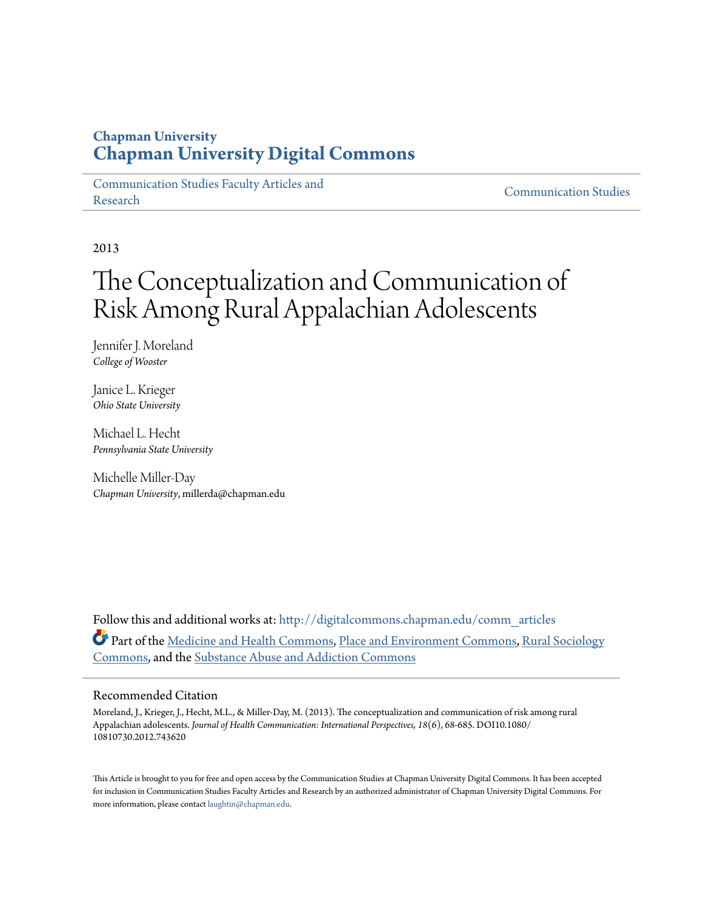**Chapman University**
# Chapman University Digital Commons

Communication Studies Faculty Articles and Research | Communication Studies

2013

# The Conceptualization and Communication of Risk Among Rural Appalachian Adolescents

Jennifer J. Moreland
*College of Wooster*

Janice L. Krieger
*Ohio State University*

Michael L. Hecht
*Pennsylvania State University*

Michelle Miller-Day
*Chapman University*, millerda@chapman.edu

Follow this and additional works at: http://digitalcommons.chapman.edu/comm_articles

Part of the Medicine and Health Commons, Place and Environment Commons, Rural Sociology Commons, and the Substance Abuse and Addiction Commons

## Recommended Citation

Moreland, J., Krieger, J., Hecht, M.L., & Miller-Day, M. (2013). The conceptualization and communication of risk among rural Appalachian adolescents. *Journal of Health Communication: International Perspectives, 18*(6), 68-685. DOI10.1080/10810730.2012.743620

This Article is brought to you for free and open access by the Communication Studies at Chapman University Digital Commons. It has been accepted for inclusion in Communication Studies Faculty Articles and Research by an authorized administrator of Chapman University Digital Commons. For more information, please contact laughtin@chapman.edu.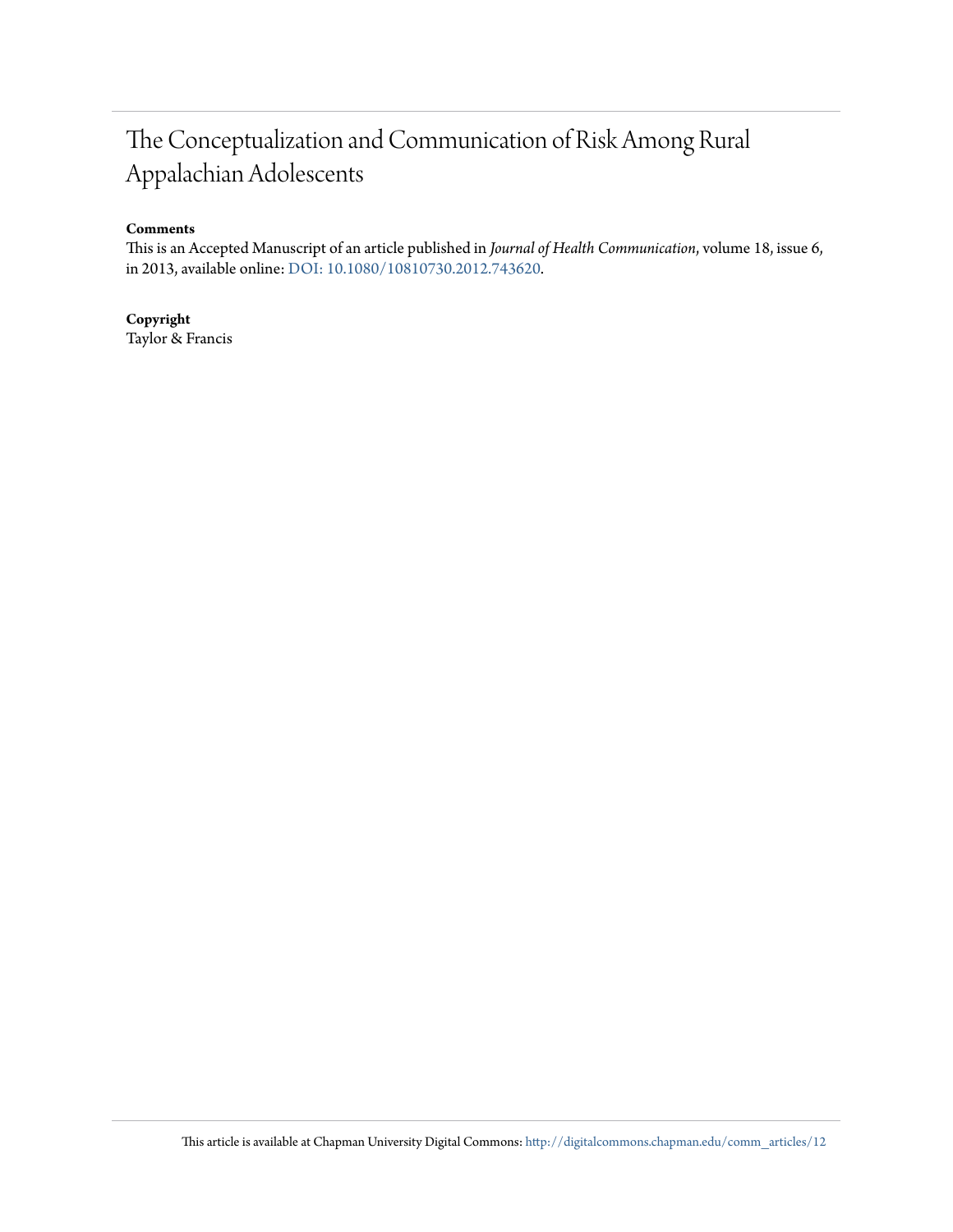# The Conceptualization and Communication of Risk Among Rural Appalachian Adolescents

**Comments**

This is an Accepted Manuscript of an article published in *Journal of Health Communication*, volume 18, issue 6, in 2013, available online: DOI: 10.1080/10810730.2012.743620.

**Copyright**

Taylor & Francis

This article is available at Chapman University Digital Commons: http://digitalcommons.chapman.edu/comm_articles/12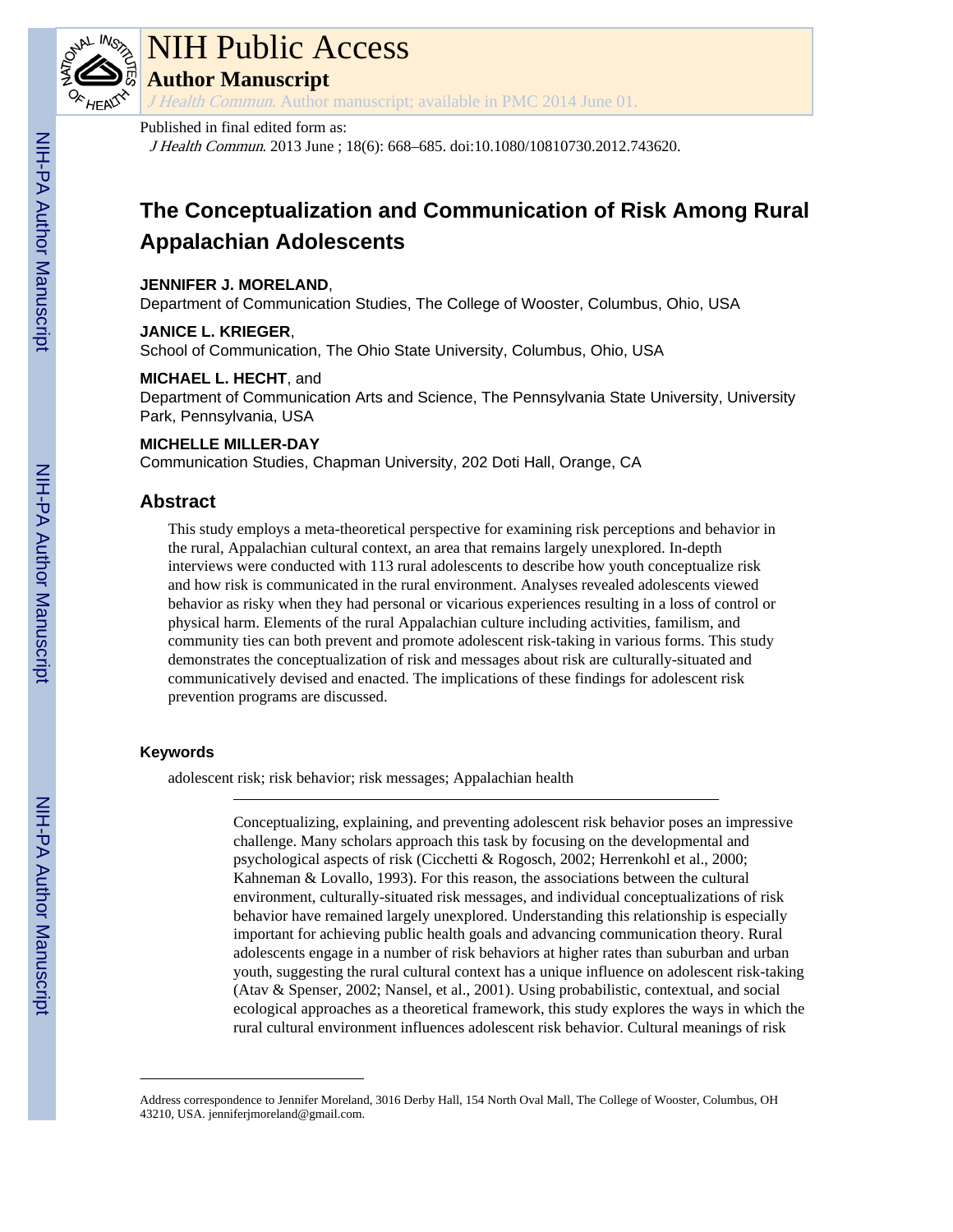# NIH Public Access

## Author Manuscript

*J Health Commun*. Author manuscript; available in PMC 2014 June 01.

Published in final edited form as:

*J Health Commun*. 2013 June ; 18(6): 668–685. doi:10.1080/10810730.2012.743620.

# The Conceptualization and Communication of Risk Among Rural Appalachian Adolescents

**JENNIFER J. MORELAND**,
Department of Communication Studies, The College of Wooster, Columbus, Ohio, USA

**JANICE L. KRIEGER**,
School of Communication, The Ohio State University, Columbus, Ohio, USA

**MICHAEL L. HECHT**, and
Department of Communication Arts and Science, The Pennsylvania State University, University Park, Pennsylvania, USA

**MICHELLE MILLER-DAY**
Communication Studies, Chapman University, 202 Doti Hall, Orange, CA

## Abstract

This study employs a meta-theoretical perspective for examining risk perceptions and behavior in the rural, Appalachian cultural context, an area that remains largely unexplored. In-depth interviews were conducted with 113 rural adolescents to describe how youth conceptualize risk and how risk is communicated in the rural environment. Analyses revealed adolescents viewed behavior as risky when they had personal or vicarious experiences resulting in a loss of control or physical harm. Elements of the rural Appalachian culture including activities, familism, and community ties can both prevent and promote adolescent risk-taking in various forms. This study demonstrates the conceptualization of risk and messages about risk are culturally-situated and communicatively devised and enacted. The implications of these findings for adolescent risk prevention programs are discussed.

### Keywords

adolescent risk; risk behavior; risk messages; Appalachian health

Conceptualizing, explaining, and preventing adolescent risk behavior poses an impressive challenge. Many scholars approach this task by focusing on the developmental and psychological aspects of risk (Cicchetti & Rogosch, 2002; Herrenkohl et al., 2000; Kahneman & Lovallo, 1993). For this reason, the associations between the cultural environment, culturally-situated risk messages, and individual conceptualizations of risk behavior have remained largely unexplored. Understanding this relationship is especially important for achieving public health goals and advancing communication theory. Rural adolescents engage in a number of risk behaviors at higher rates than suburban and urban youth, suggesting the rural cultural context has a unique influence on adolescent risk-taking (Atav & Spenser, 2002; Nansel, et al., 2001). Using probabilistic, contextual, and social ecological approaches as a theoretical framework, this study explores the ways in which the rural cultural environment influences adolescent risk behavior. Cultural meanings of risk

Address correspondence to Jennifer Moreland, 3016 Derby Hall, 154 North Oval Mall, The College of Wooster, Columbus, OH 43210, USA. jenniferjmoreland@gmail.com.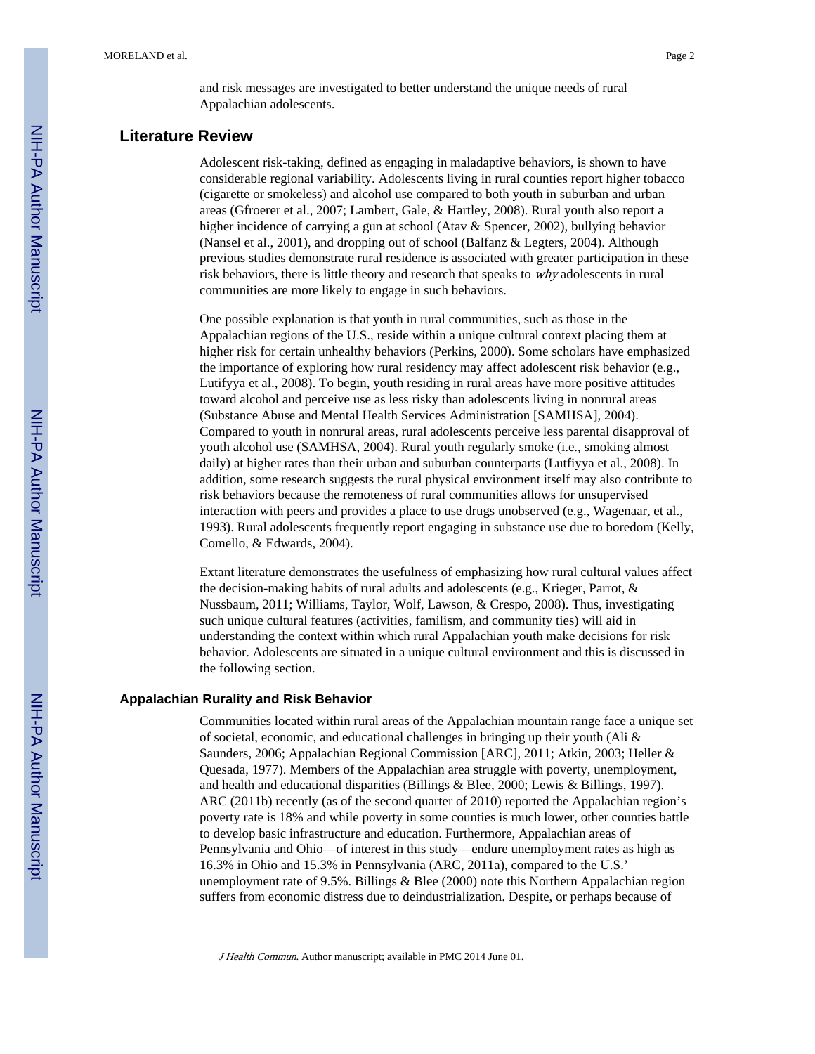and risk messages are investigated to better understand the unique needs of rural Appalachian adolescents.

## Literature Review

Adolescent risk-taking, defined as engaging in maladaptive behaviors, is shown to have considerable regional variability. Adolescents living in rural counties report higher tobacco (cigarette or smokeless) and alcohol use compared to both youth in suburban and urban areas (Gfroerer et al., 2007; Lambert, Gale, & Hartley, 2008). Rural youth also report a higher incidence of carrying a gun at school (Atav & Spencer, 2002), bullying behavior (Nansel et al., 2001), and dropping out of school (Balfanz & Legters, 2004). Although previous studies demonstrate rural residence is associated with greater participation in these risk behaviors, there is little theory and research that speaks to *why* adolescents in rural communities are more likely to engage in such behaviors.

One possible explanation is that youth in rural communities, such as those in the Appalachian regions of the U.S., reside within a unique cultural context placing them at higher risk for certain unhealthy behaviors (Perkins, 2000). Some scholars have emphasized the importance of exploring how rural residency may affect adolescent risk behavior (e.g., Lutifyya et al., 2008). To begin, youth residing in rural areas have more positive attitudes toward alcohol and perceive use as less risky than adolescents living in nonrural areas (Substance Abuse and Mental Health Services Administration [SAMHSA], 2004). Compared to youth in nonrural areas, rural adolescents perceive less parental disapproval of youth alcohol use (SAMHSA, 2004). Rural youth regularly smoke (i.e., smoking almost daily) at higher rates than their urban and suburban counterparts (Lutfiyya et al., 2008). In addition, some research suggests the rural physical environment itself may also contribute to risk behaviors because the remoteness of rural communities allows for unsupervised interaction with peers and provides a place to use drugs unobserved (e.g., Wagenaar, et al., 1993). Rural adolescents frequently report engaging in substance use due to boredom (Kelly, Comello, & Edwards, 2004).

Extant literature demonstrates the usefulness of emphasizing how rural cultural values affect the decision-making habits of rural adults and adolescents (e.g., Krieger, Parrot, & Nussbaum, 2011; Williams, Taylor, Wolf, Lawson, & Crespo, 2008). Thus, investigating such unique cultural features (activities, familism, and community ties) will aid in understanding the context within which rural Appalachian youth make decisions for risk behavior. Adolescents are situated in a unique cultural environment and this is discussed in the following section.

### Appalachian Rurality and Risk Behavior

Communities located within rural areas of the Appalachian mountain range face a unique set of societal, economic, and educational challenges in bringing up their youth (Ali & Saunders, 2006; Appalachian Regional Commission [ARC], 2011; Atkin, 2003; Heller & Quesada, 1977). Members of the Appalachian area struggle with poverty, unemployment, and health and educational disparities (Billings & Blee, 2000; Lewis & Billings, 1997). ARC (2011b) recently (as of the second quarter of 2010) reported the Appalachian region's poverty rate is 18% and while poverty in some counties is much lower, other counties battle to develop basic infrastructure and education. Furthermore, Appalachian areas of Pennsylvania and Ohio—of interest in this study—endure unemployment rates as high as 16.3% in Ohio and 15.3% in Pennsylvania (ARC, 2011a), compared to the U.S.' unemployment rate of 9.5%. Billings & Blee (2000) note this Northern Appalachian region suffers from economic distress due to deindustrialization. Despite, or perhaps because of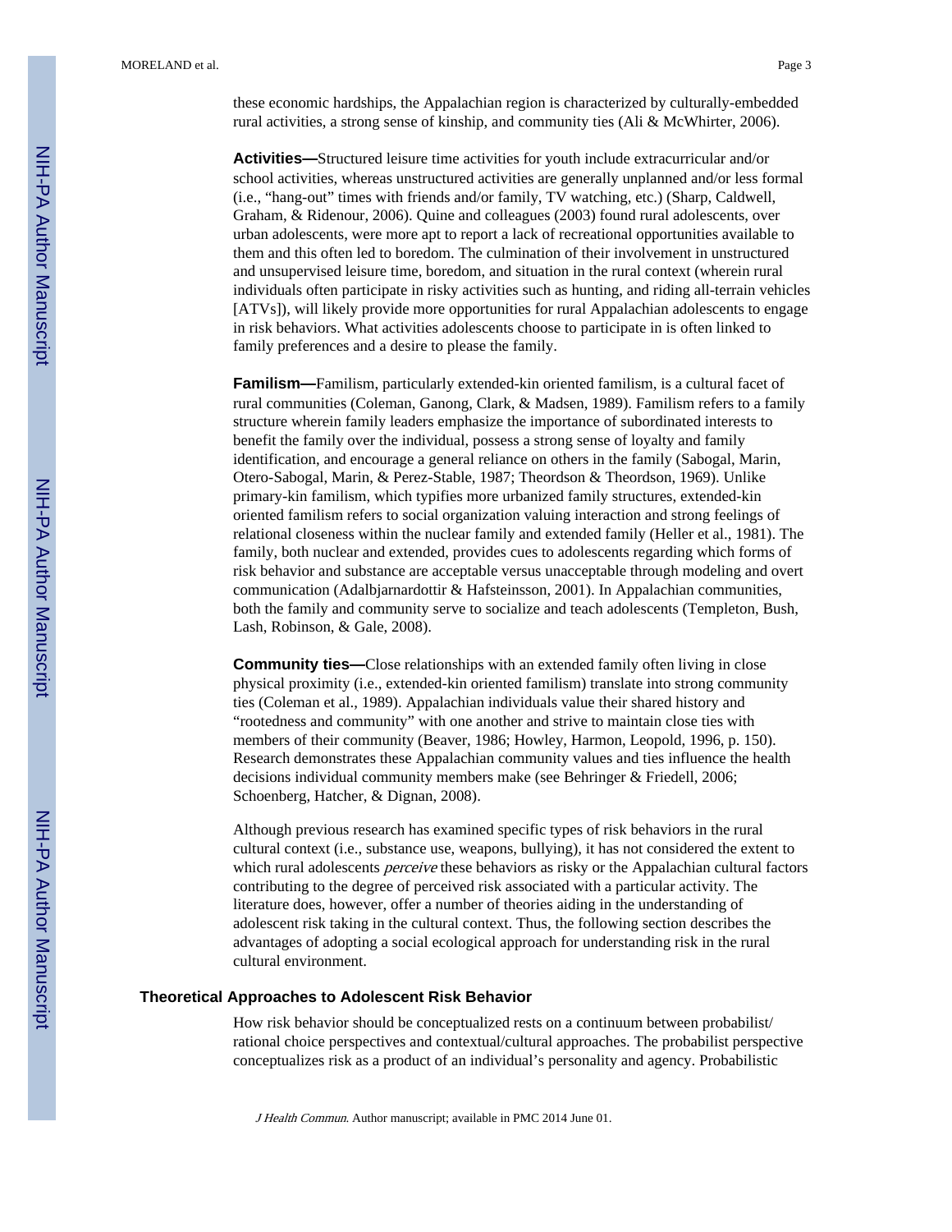these economic hardships, the Appalachian region is characterized by culturally-embedded rural activities, a strong sense of kinship, and community ties (Ali & McWhirter, 2006).

**Activities—**Structured leisure time activities for youth include extracurricular and/or school activities, whereas unstructured activities are generally unplanned and/or less formal (i.e., "hang-out" times with friends and/or family, TV watching, etc.) (Sharp, Caldwell, Graham, & Ridenour, 2006). Quine and colleagues (2003) found rural adolescents, over urban adolescents, were more apt to report a lack of recreational opportunities available to them and this often led to boredom. The culmination of their involvement in unstructured and unsupervised leisure time, boredom, and situation in the rural context (wherein rural individuals often participate in risky activities such as hunting, and riding all-terrain vehicles [ATVs]), will likely provide more opportunities for rural Appalachian adolescents to engage in risk behaviors. What activities adolescents choose to participate in is often linked to family preferences and a desire to please the family.

**Familism—**Familism, particularly extended-kin oriented familism, is a cultural facet of rural communities (Coleman, Ganong, Clark, & Madsen, 1989). Familism refers to a family structure wherein family leaders emphasize the importance of subordinated interests to benefit the family over the individual, possess a strong sense of loyalty and family identification, and encourage a general reliance on others in the family (Sabogal, Marin, Otero-Sabogal, Marin, & Perez-Stable, 1987; Theordson & Theordson, 1969). Unlike primary-kin familism, which typifies more urbanized family structures, extended-kin oriented familism refers to social organization valuing interaction and strong feelings of relational closeness within the nuclear family and extended family (Heller et al., 1981). The family, both nuclear and extended, provides cues to adolescents regarding which forms of risk behavior and substance are acceptable versus unacceptable through modeling and overt communication (Adalbjarnardottir & Hafsteinsson, 2001). In Appalachian communities, both the family and community serve to socialize and teach adolescents (Templeton, Bush, Lash, Robinson, & Gale, 2008).

**Community ties—**Close relationships with an extended family often living in close physical proximity (i.e., extended-kin oriented familism) translate into strong community ties (Coleman et al., 1989). Appalachian individuals value their shared history and "rootedness and community" with one another and strive to maintain close ties with members of their community (Beaver, 1986; Howley, Harmon, Leopold, 1996, p. 150). Research demonstrates these Appalachian community values and ties influence the health decisions individual community members make (see Behringer & Friedell, 2006; Schoenberg, Hatcher, & Dignan, 2008).

Although previous research has examined specific types of risk behaviors in the rural cultural context (i.e., substance use, weapons, bullying), it has not considered the extent to which rural adolescents *perceive* these behaviors as risky or the Appalachian cultural factors contributing to the degree of perceived risk associated with a particular activity. The literature does, however, offer a number of theories aiding in the understanding of adolescent risk taking in the cultural context. Thus, the following section describes the advantages of adopting a social ecological approach for understanding risk in the rural cultural environment.

## Theoretical Approaches to Adolescent Risk Behavior

How risk behavior should be conceptualized rests on a continuum between probabilist/rational choice perspectives and contextual/cultural approaches. The probabilist perspective conceptualizes risk as a product of an individual's personality and agency. Probabilistic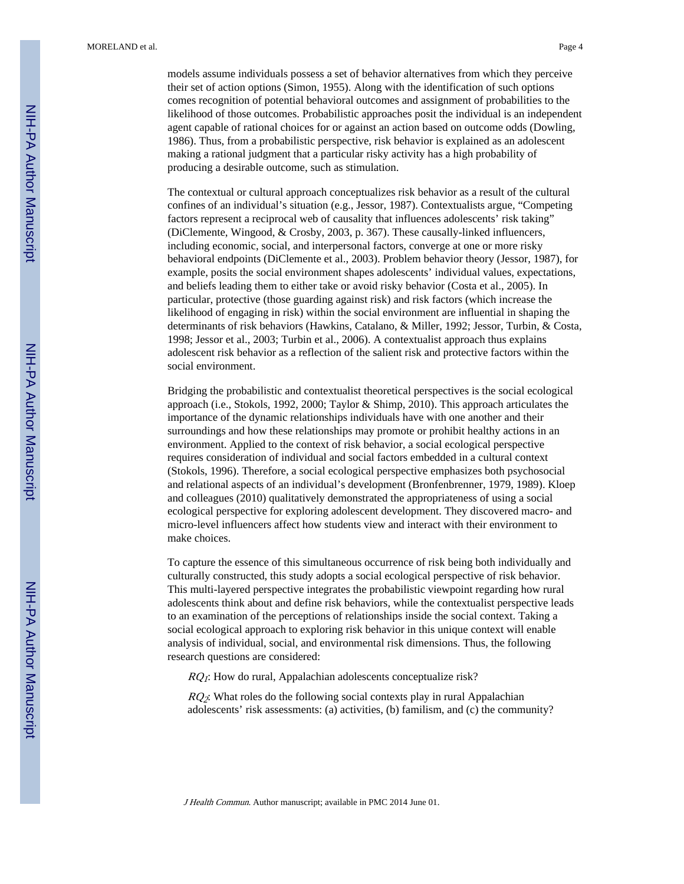models assume individuals possess a set of behavior alternatives from which they perceive their set of action options (Simon, 1955). Along with the identification of such options comes recognition of potential behavioral outcomes and assignment of probabilities to the likelihood of those outcomes. Probabilistic approaches posit the individual is an independent agent capable of rational choices for or against an action based on outcome odds (Dowling, 1986). Thus, from a probabilistic perspective, risk behavior is explained as an adolescent making a rational judgment that a particular risky activity has a high probability of producing a desirable outcome, such as stimulation.

The contextual or cultural approach conceptualizes risk behavior as a result of the cultural confines of an individual's situation (e.g., Jessor, 1987). Contextualists argue, "Competing factors represent a reciprocal web of causality that influences adolescents' risk taking" (DiClemente, Wingood, & Crosby, 2003, p. 367). These causally-linked influencers, including economic, social, and interpersonal factors, converge at one or more risky behavioral endpoints (DiClemente et al., 2003). Problem behavior theory (Jessor, 1987), for example, posits the social environment shapes adolescents' individual values, expectations, and beliefs leading them to either take or avoid risky behavior (Costa et al., 2005). In particular, protective (those guarding against risk) and risk factors (which increase the likelihood of engaging in risk) within the social environment are influential in shaping the determinants of risk behaviors (Hawkins, Catalano, & Miller, 1992; Jessor, Turbin, & Costa, 1998; Jessor et al., 2003; Turbin et al., 2006). A contextualist approach thus explains adolescent risk behavior as a reflection of the salient risk and protective factors within the social environment.

Bridging the probabilistic and contextualist theoretical perspectives is the social ecological approach (i.e., Stokols, 1992, 2000; Taylor & Shimp, 2010). This approach articulates the importance of the dynamic relationships individuals have with one another and their surroundings and how these relationships may promote or prohibit healthy actions in an environment. Applied to the context of risk behavior, a social ecological perspective requires consideration of individual and social factors embedded in a cultural context (Stokols, 1996). Therefore, a social ecological perspective emphasizes both psychosocial and relational aspects of an individual's development (Bronfenbrenner, 1979, 1989). Kloep and colleagues (2010) qualitatively demonstrated the appropriateness of using a social ecological perspective for exploring adolescent development. They discovered macro- and micro-level influencers affect how students view and interact with their environment to make choices.

To capture the essence of this simultaneous occurrence of risk being both individually and culturally constructed, this study adopts a social ecological perspective of risk behavior. This multi-layered perspective integrates the probabilistic viewpoint regarding how rural adolescents think about and define risk behaviors, while the contextualist perspective leads to an examination of the perceptions of relationships inside the social context. Taking a social ecological approach to exploring risk behavior in this unique context will enable analysis of individual, social, and environmental risk dimensions. Thus, the following research questions are considered:

$RQ_1$: How do rural, Appalachian adolescents conceptualize risk?

$RQ_2$: What roles do the following social contexts play in rural Appalachian adolescents' risk assessments: (a) activities, (b) familism, and (c) the community?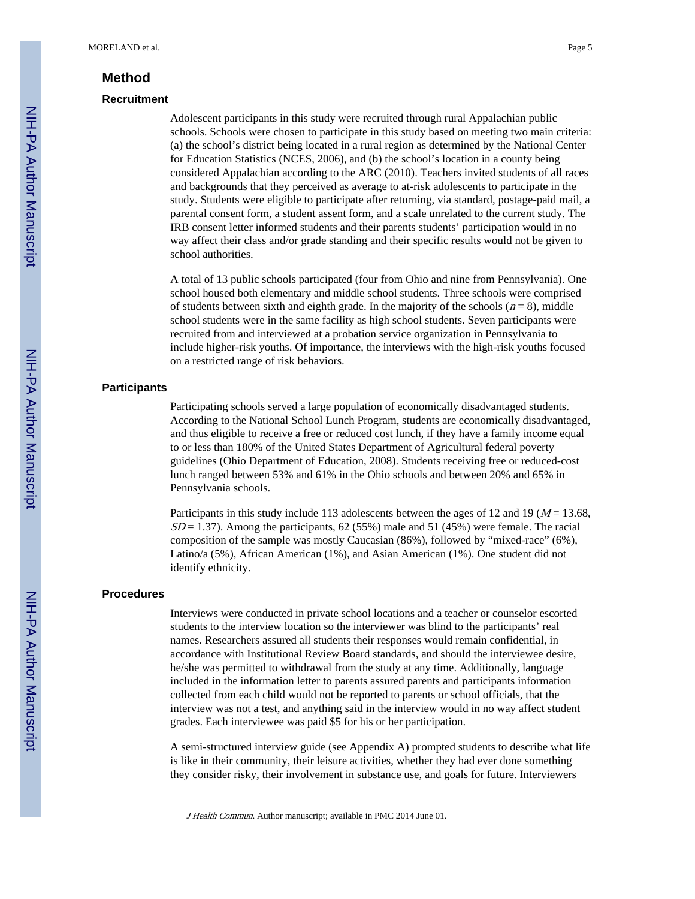## Method

### Recruitment

Adolescent participants in this study were recruited through rural Appalachian public schools. Schools were chosen to participate in this study based on meeting two main criteria: (a) the school's district being located in a rural region as determined by the National Center for Education Statistics (NCES, 2006), and (b) the school's location in a county being considered Appalachian according to the ARC (2010). Teachers invited students of all races and backgrounds that they perceived as average to at-risk adolescents to participate in the study. Students were eligible to participate after returning, via standard, postage-paid mail, a parental consent form, a student assent form, and a scale unrelated to the current study. The IRB consent letter informed students and their parents students' participation would in no way affect their class and/or grade standing and their specific results would not be given to school authorities.

A total of 13 public schools participated (four from Ohio and nine from Pennsylvania). One school housed both elementary and middle school students. Three schools were comprised of students between sixth and eighth grade. In the majority of the schools ($n = 8$), middle school students were in the same facility as high school students. Seven participants were recruited from and interviewed at a probation service organization in Pennsylvania to include higher-risk youths. Of importance, the interviews with the high-risk youths focused on a restricted range of risk behaviors.

### Participants

Participating schools served a large population of economically disadvantaged students. According to the National School Lunch Program, students are economically disadvantaged, and thus eligible to receive a free or reduced cost lunch, if they have a family income equal to or less than 180% of the United States Department of Agricultural federal poverty guidelines (Ohio Department of Education, 2008). Students receiving free or reduced-cost lunch ranged between 53% and 61% in the Ohio schools and between 20% and 65% in Pennsylvania schools.

Participants in this study include 113 adolescents between the ages of 12 and 19 ($M = 13.68$, $SD = 1.37$). Among the participants, 62 (55%) male and 51 (45%) were female. The racial composition of the sample was mostly Caucasian (86%), followed by "mixed-race" (6%), Latino/a (5%), African American (1%), and Asian American (1%). One student did not identify ethnicity.

### Procedures

Interviews were conducted in private school locations and a teacher or counselor escorted students to the interview location so the interviewer was blind to the participants' real names. Researchers assured all students their responses would remain confidential, in accordance with Institutional Review Board standards, and should the interviewee desire, he/she was permitted to withdrawal from the study at any time. Additionally, language included in the information letter to parents assured parents and participants information collected from each child would not be reported to parents or school officials, that the interview was not a test, and anything said in the interview would in no way affect student grades. Each interviewee was paid $5 for his or her participation.

A semi-structured interview guide (see Appendix A) prompted students to describe what life is like in their community, their leisure activities, whether they had ever done something they consider risky, their involvement in substance use, and goals for future. Interviewers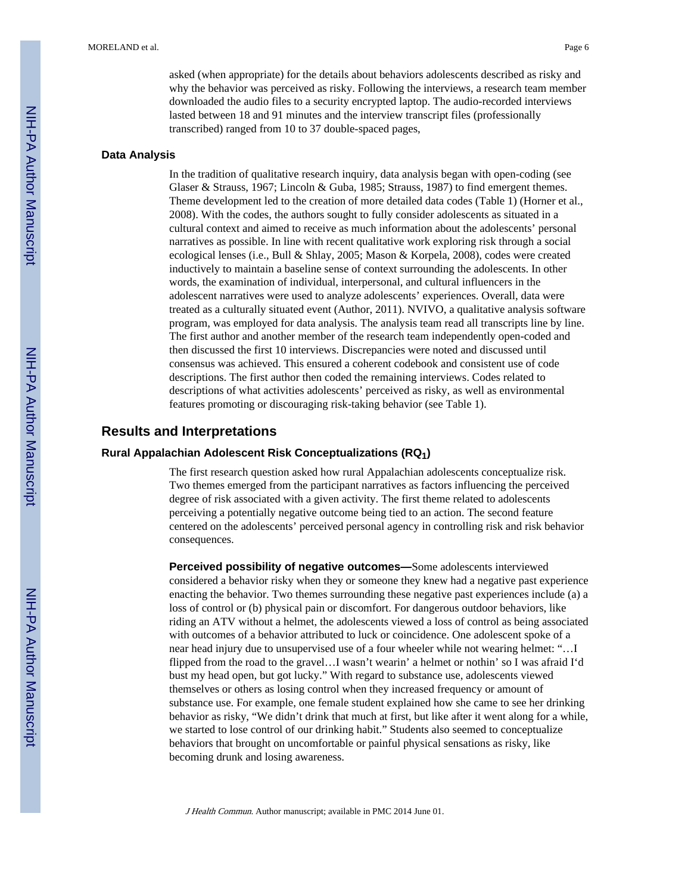asked (when appropriate) for the details about behaviors adolescents described as risky and why the behavior was perceived as risky. Following the interviews, a research team member downloaded the audio files to a security encrypted laptop. The audio-recorded interviews lasted between 18 and 91 minutes and the interview transcript files (professionally transcribed) ranged from 10 to 37 double-spaced pages,

### Data Analysis

In the tradition of qualitative research inquiry, data analysis began with open-coding (see Glaser & Strauss, 1967; Lincoln & Guba, 1985; Strauss, 1987) to find emergent themes. Theme development led to the creation of more detailed data codes (Table 1) (Horner et al., 2008). With the codes, the authors sought to fully consider adolescents as situated in a cultural context and aimed to receive as much information about the adolescents' personal narratives as possible. In line with recent qualitative work exploring risk through a social ecological lenses (i.e., Bull & Shlay, 2005; Mason & Korpela, 2008), codes were created inductively to maintain a baseline sense of context surrounding the adolescents. In other words, the examination of individual, interpersonal, and cultural influencers in the adolescent narratives were used to analyze adolescents' experiences. Overall, data were treated as a culturally situated event (Author, 2011). NVIVO, a qualitative analysis software program, was employed for data analysis. The analysis team read all transcripts line by line. The first author and another member of the research team independently open-coded and then discussed the first 10 interviews. Discrepancies were noted and discussed until consensus was achieved. This ensured a coherent codebook and consistent use of code descriptions. The first author then coded the remaining interviews. Codes related to descriptions of what activities adolescents' perceived as risky, as well as environmental features promoting or discouraging risk-taking behavior (see Table 1).

## Results and Interpretations

### Rural Appalachian Adolescent Risk Conceptualizations (RQ$_1$)

The first research question asked how rural Appalachian adolescents conceptualize risk. Two themes emerged from the participant narratives as factors influencing the perceived degree of risk associated with a given activity. The first theme related to adolescents perceiving a potentially negative outcome being tied to an action. The second feature centered on the adolescents' perceived personal agency in controlling risk and risk behavior consequences.

**Perceived possibility of negative outcomes—**Some adolescents interviewed considered a behavior risky when they or someone they knew had a negative past experience enacting the behavior. Two themes surrounding these negative past experiences include (a) a loss of control or (b) physical pain or discomfort. For dangerous outdoor behaviors, like riding an ATV without a helmet, the adolescents viewed a loss of control as being associated with outcomes of a behavior attributed to luck or coincidence. One adolescent spoke of a near head injury due to unsupervised use of a four wheeler while not wearing helmet: "…I flipped from the road to the gravel…I wasn't wearin' a helmet or nothin' so I was afraid I'd bust my head open, but got lucky." With regard to substance use, adolescents viewed themselves or others as losing control when they increased frequency or amount of substance use. For example, one female student explained how she came to see her drinking behavior as risky, "We didn't drink that much at first, but like after it went along for a while, we started to lose control of our drinking habit." Students also seemed to conceptualize behaviors that brought on uncomfortable or painful physical sensations as risky, like becoming drunk and losing awareness.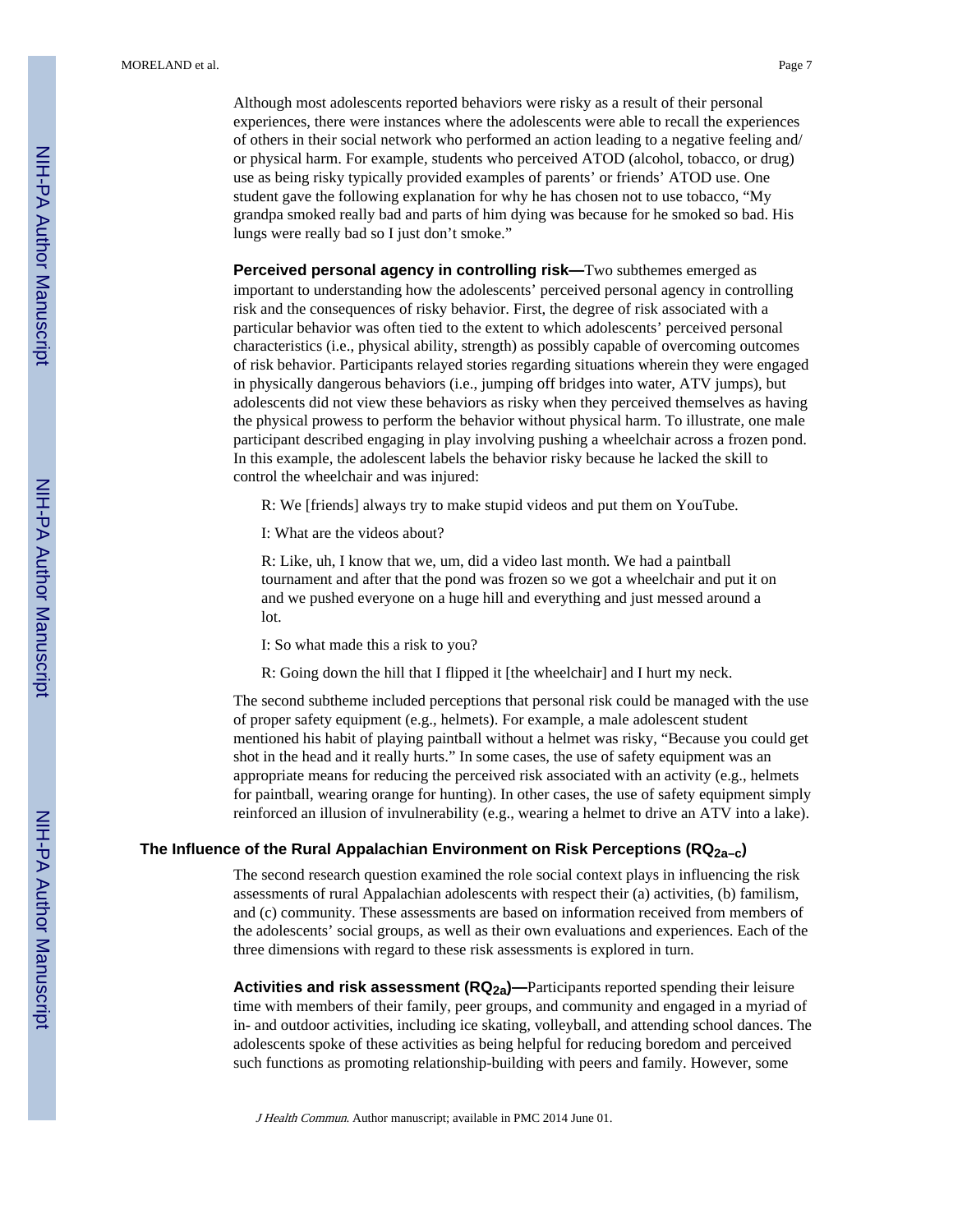Although most adolescents reported behaviors were risky as a result of their personal experiences, there were instances where the adolescents were able to recall the experiences of others in their social network who performed an action leading to a negative feeling and/or physical harm. For example, students who perceived ATOD (alcohol, tobacco, or drug) use as being risky typically provided examples of parents' or friends' ATOD use. One student gave the following explanation for why he has chosen not to use tobacco, "My grandpa smoked really bad and parts of him dying was because for he smoked so bad. His lungs were really bad so I just don't smoke."

**Perceived personal agency in controlling risk—**Two subthemes emerged as important to understanding how the adolescents' perceived personal agency in controlling risk and the consequences of risky behavior. First, the degree of risk associated with a particular behavior was often tied to the extent to which adolescents' perceived personal characteristics (i.e., physical ability, strength) as possibly capable of overcoming outcomes of risk behavior. Participants relayed stories regarding situations wherein they were engaged in physically dangerous behaviors (i.e., jumping off bridges into water, ATV jumps), but adolescents did not view these behaviors as risky when they perceived themselves as having the physical prowess to perform the behavior without physical harm. To illustrate, one male participant described engaging in play involving pushing a wheelchair across a frozen pond. In this example, the adolescent labels the behavior risky because he lacked the skill to control the wheelchair and was injured:

> R: We [friends] always try to make stupid videos and put them on YouTube.
>
> I: What are the videos about?
>
> R: Like, uh, I know that we, um, did a video last month. We had a paintball tournament and after that the pond was frozen so we got a wheelchair and put it on and we pushed everyone on a huge hill and everything and just messed around a lot.
>
> I: So what made this a risk to you?
>
> R: Going down the hill that I flipped it [the wheelchair] and I hurt my neck.

The second subtheme included perceptions that personal risk could be managed with the use of proper safety equipment (e.g., helmets). For example, a male adolescent student mentioned his habit of playing paintball without a helmet was risky, "Because you could get shot in the head and it really hurts." In some cases, the use of safety equipment was an appropriate means for reducing the perceived risk associated with an activity (e.g., helmets for paintball, wearing orange for hunting). In other cases, the use of safety equipment simply reinforced an illusion of invulnerability (e.g., wearing a helmet to drive an ATV into a lake).

### The Influence of the Rural Appalachian Environment on Risk Perceptions ($RQ_{2a-c}$)

The second research question examined the role social context plays in influencing the risk assessments of rural Appalachian adolescents with respect their (a) activities, (b) familism, and (c) community. These assessments are based on information received from members of the adolescents' social groups, as well as their own evaluations and experiences. Each of the three dimensions with regard to these risk assessments is explored in turn.

**Activities and risk assessment ($RQ_{2a}$)—**Participants reported spending their leisure time with members of their family, peer groups, and community and engaged in a myriad of in- and outdoor activities, including ice skating, volleyball, and attending school dances. The adolescents spoke of these activities as being helpful for reducing boredom and perceived such functions as promoting relationship-building with peers and family. However, some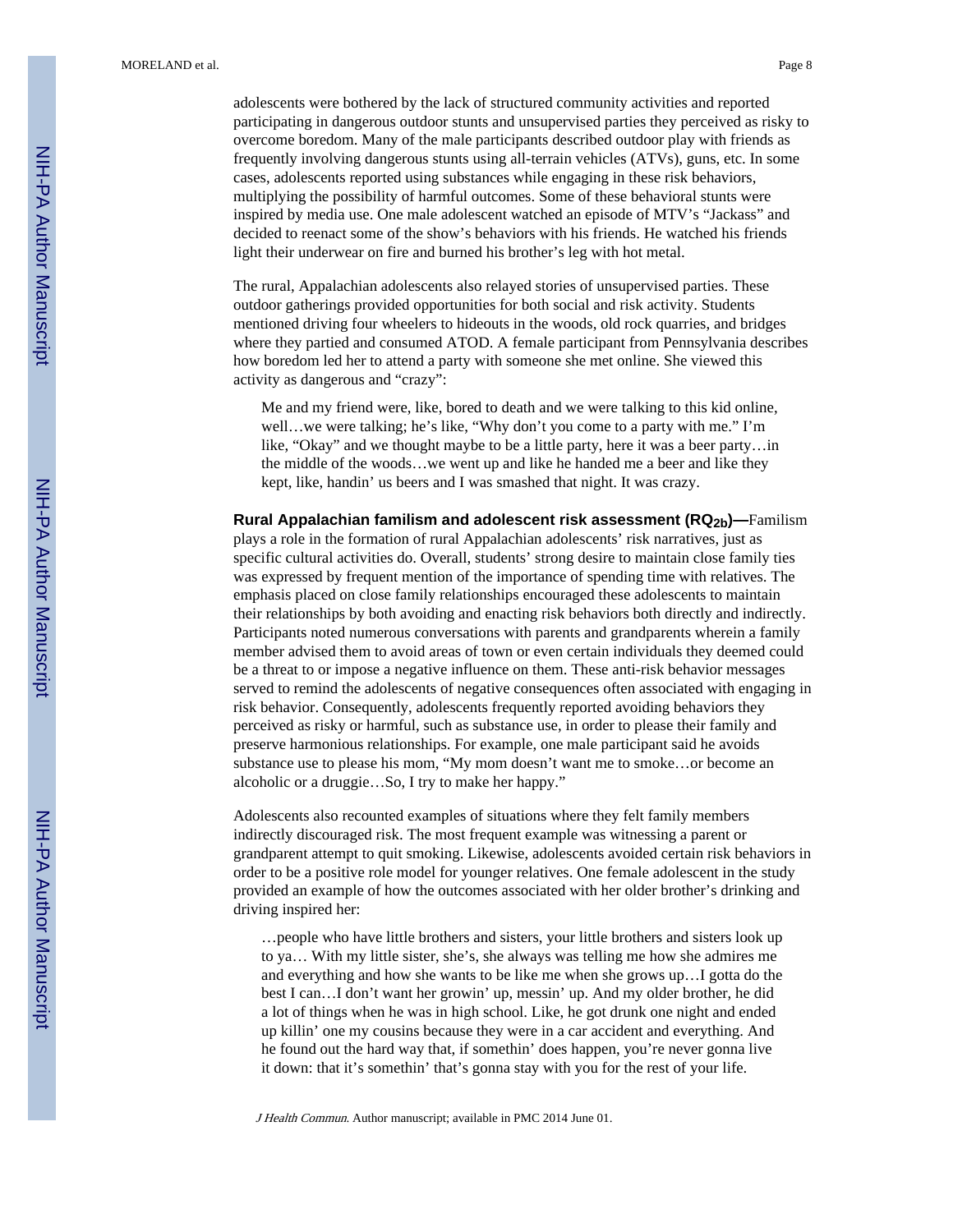adolescents were bothered by the lack of structured community activities and reported participating in dangerous outdoor stunts and unsupervised parties they perceived as risky to overcome boredom. Many of the male participants described outdoor play with friends as frequently involving dangerous stunts using all-terrain vehicles (ATVs), guns, etc. In some cases, adolescents reported using substances while engaging in these risk behaviors, multiplying the possibility of harmful outcomes. Some of these behavioral stunts were inspired by media use. One male adolescent watched an episode of MTV's "Jackass" and decided to reenact some of the show's behaviors with his friends. He watched his friends light their underwear on fire and burned his brother's leg with hot metal.

The rural, Appalachian adolescents also relayed stories of unsupervised parties. These outdoor gatherings provided opportunities for both social and risk activity. Students mentioned driving four wheelers to hideouts in the woods, old rock quarries, and bridges where they partied and consumed ATOD. A female participant from Pennsylvania describes how boredom led her to attend a party with someone she met online. She viewed this activity as dangerous and "crazy":

> Me and my friend were, like, bored to death and we were talking to this kid online, well…we were talking; he's like, "Why don't you come to a party with me." I'm like, "Okay" and we thought maybe to be a little party, here it was a beer party…in the middle of the woods…we went up and like he handed me a beer and like they kept, like, handin' us beers and I was smashed that night. It was crazy.

**Rural Appalachian familism and adolescent risk assessment ($RQ_{2b}$)—**Familism plays a role in the formation of rural Appalachian adolescents' risk narratives, just as specific cultural activities do. Overall, students' strong desire to maintain close family ties was expressed by frequent mention of the importance of spending time with relatives. The emphasis placed on close family relationships encouraged these adolescents to maintain their relationships by both avoiding and enacting risk behaviors both directly and indirectly. Participants noted numerous conversations with parents and grandparents wherein a family member advised them to avoid areas of town or even certain individuals they deemed could be a threat to or impose a negative influence on them. These anti-risk behavior messages served to remind the adolescents of negative consequences often associated with engaging in risk behavior. Consequently, adolescents frequently reported avoiding behaviors they perceived as risky or harmful, such as substance use, in order to please their family and preserve harmonious relationships. For example, one male participant said he avoids substance use to please his mom, "My mom doesn't want me to smoke…or become an alcoholic or a druggie…So, I try to make her happy."

Adolescents also recounted examples of situations where they felt family members indirectly discouraged risk. The most frequent example was witnessing a parent or grandparent attempt to quit smoking. Likewise, adolescents avoided certain risk behaviors in order to be a positive role model for younger relatives. One female adolescent in the study provided an example of how the outcomes associated with her older brother's drinking and driving inspired her:

> …people who have little brothers and sisters, your little brothers and sisters look up to ya… With my little sister, she's, she always was telling me how she admires me and everything and how she wants to be like me when she grows up…I gotta do the best I can…I don't want her growin' up, messin' up. And my older brother, he did a lot of things when he was in high school. Like, he got drunk one night and ended up killin' one my cousins because they were in a car accident and everything. And he found out the hard way that, if somethin' does happen, you're never gonna live it down: that it's somethin' that's gonna stay with you for the rest of your life.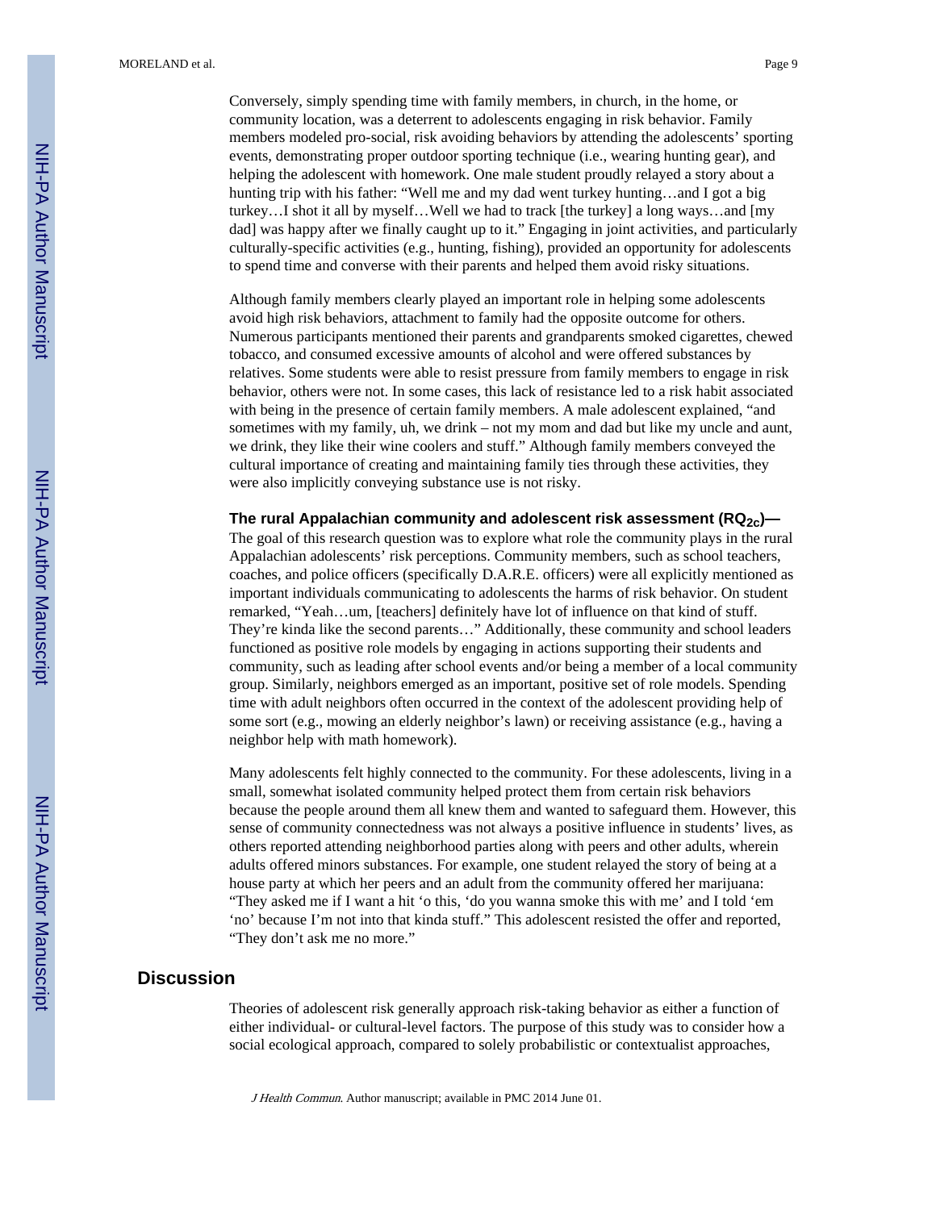Conversely, simply spending time with family members, in church, in the home, or community location, was a deterrent to adolescents engaging in risk behavior. Family members modeled pro-social, risk avoiding behaviors by attending the adolescents' sporting events, demonstrating proper outdoor sporting technique (i.e., wearing hunting gear), and helping the adolescent with homework. One male student proudly relayed a story about a hunting trip with his father: "Well me and my dad went turkey hunting…and I got a big turkey…I shot it all by myself…Well we had to track [the turkey] a long ways…and [my dad] was happy after we finally caught up to it." Engaging in joint activities, and particularly culturally-specific activities (e.g., hunting, fishing), provided an opportunity for adolescents to spend time and converse with their parents and helped them avoid risky situations.

Although family members clearly played an important role in helping some adolescents avoid high risk behaviors, attachment to family had the opposite outcome for others. Numerous participants mentioned their parents and grandparents smoked cigarettes, chewed tobacco, and consumed excessive amounts of alcohol and were offered substances by relatives. Some students were able to resist pressure from family members to engage in risk behavior, others were not. In some cases, this lack of resistance led to a risk habit associated with being in the presence of certain family members. A male adolescent explained, "and sometimes with my family, uh, we drink – not my mom and dad but like my uncle and aunt, we drink, they like their wine coolers and stuff." Although family members conveyed the cultural importance of creating and maintaining family ties through these activities, they were also implicitly conveying substance use is not risky.

**The rural Appalachian community and adolescent risk assessment ($RQ_{2c}$)—** The goal of this research question was to explore what role the community plays in the rural Appalachian adolescents' risk perceptions. Community members, such as school teachers, coaches, and police officers (specifically D.A.R.E. officers) were all explicitly mentioned as important individuals communicating to adolescents the harms of risk behavior. On student remarked, "Yeah…um, [teachers] definitely have lot of influence on that kind of stuff. They're kinda like the second parents…" Additionally, these community and school leaders functioned as positive role models by engaging in actions supporting their students and community, such as leading after school events and/or being a member of a local community group. Similarly, neighbors emerged as an important, positive set of role models. Spending time with adult neighbors often occurred in the context of the adolescent providing help of some sort (e.g., mowing an elderly neighbor's lawn) or receiving assistance (e.g., having a neighbor help with math homework).

Many adolescents felt highly connected to the community. For these adolescents, living in a small, somewhat isolated community helped protect them from certain risk behaviors because the people around them all knew them and wanted to safeguard them. However, this sense of community connectedness was not always a positive influence in students' lives, as others reported attending neighborhood parties along with peers and other adults, wherein adults offered minors substances. For example, one student relayed the story of being at a house party at which her peers and an adult from the community offered her marijuana: "They asked me if I want a hit 'o this, 'do you wanna smoke this with me' and I told 'em 'no' because I'm not into that kinda stuff." This adolescent resisted the offer and reported, "They don't ask me no more."

## Discussion

Theories of adolescent risk generally approach risk-taking behavior as either a function of either individual- or cultural-level factors. The purpose of this study was to consider how a social ecological approach, compared to solely probabilistic or contextualist approaches,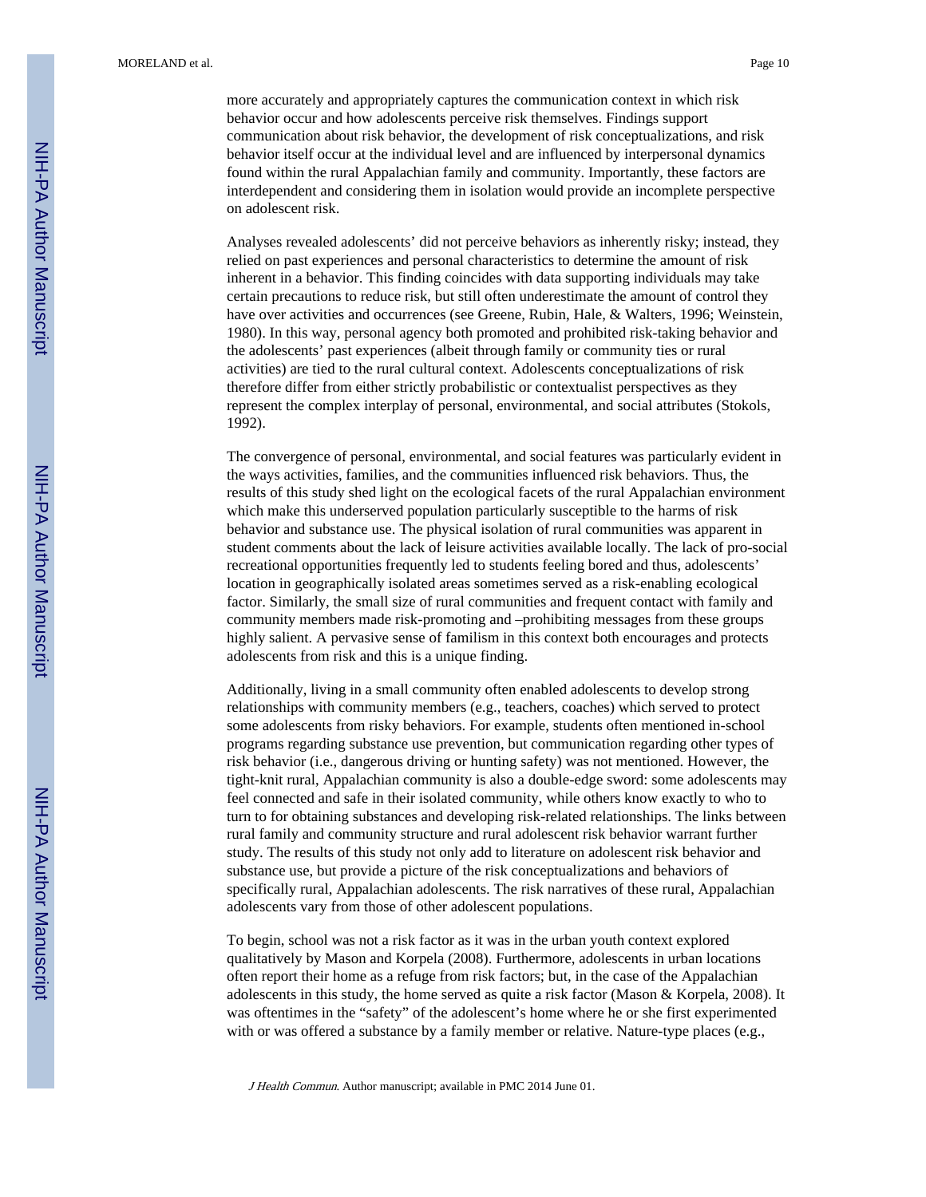more accurately and appropriately captures the communication context in which risk behavior occur and how adolescents perceive risk themselves. Findings support communication about risk behavior, the development of risk conceptualizations, and risk behavior itself occur at the individual level and are influenced by interpersonal dynamics found within the rural Appalachian family and community. Importantly, these factors are interdependent and considering them in isolation would provide an incomplete perspective on adolescent risk.

Analyses revealed adolescents' did not perceive behaviors as inherently risky; instead, they relied on past experiences and personal characteristics to determine the amount of risk inherent in a behavior. This finding coincides with data supporting individuals may take certain precautions to reduce risk, but still often underestimate the amount of control they have over activities and occurrences (see Greene, Rubin, Hale, & Walters, 1996; Weinstein, 1980). In this way, personal agency both promoted and prohibited risk-taking behavior and the adolescents' past experiences (albeit through family or community ties or rural activities) are tied to the rural cultural context. Adolescents conceptualizations of risk therefore differ from either strictly probabilistic or contextualist perspectives as they represent the complex interplay of personal, environmental, and social attributes (Stokols, 1992).

The convergence of personal, environmental, and social features was particularly evident in the ways activities, families, and the communities influenced risk behaviors. Thus, the results of this study shed light on the ecological facets of the rural Appalachian environment which make this underserved population particularly susceptible to the harms of risk behavior and substance use. The physical isolation of rural communities was apparent in student comments about the lack of leisure activities available locally. The lack of pro-social recreational opportunities frequently led to students feeling bored and thus, adolescents' location in geographically isolated areas sometimes served as a risk-enabling ecological factor. Similarly, the small size of rural communities and frequent contact with family and community members made risk-promoting and –prohibiting messages from these groups highly salient. A pervasive sense of familism in this context both encourages and protects adolescents from risk and this is a unique finding.

Additionally, living in a small community often enabled adolescents to develop strong relationships with community members (e.g., teachers, coaches) which served to protect some adolescents from risky behaviors. For example, students often mentioned in-school programs regarding substance use prevention, but communication regarding other types of risk behavior (i.e., dangerous driving or hunting safety) was not mentioned. However, the tight-knit rural, Appalachian community is also a double-edge sword: some adolescents may feel connected and safe in their isolated community, while others know exactly to who to turn to for obtaining substances and developing risk-related relationships. The links between rural family and community structure and rural adolescent risk behavior warrant further study. The results of this study not only add to literature on adolescent risk behavior and substance use, but provide a picture of the risk conceptualizations and behaviors of specifically rural, Appalachian adolescents. The risk narratives of these rural, Appalachian adolescents vary from those of other adolescent populations.

To begin, school was not a risk factor as it was in the urban youth context explored qualitatively by Mason and Korpela (2008). Furthermore, adolescents in urban locations often report their home as a refuge from risk factors; but, in the case of the Appalachian adolescents in this study, the home served as quite a risk factor (Mason & Korpela, 2008). It was oftentimes in the "safety" of the adolescent's home where he or she first experimented with or was offered a substance by a family member or relative. Nature-type places (e.g.,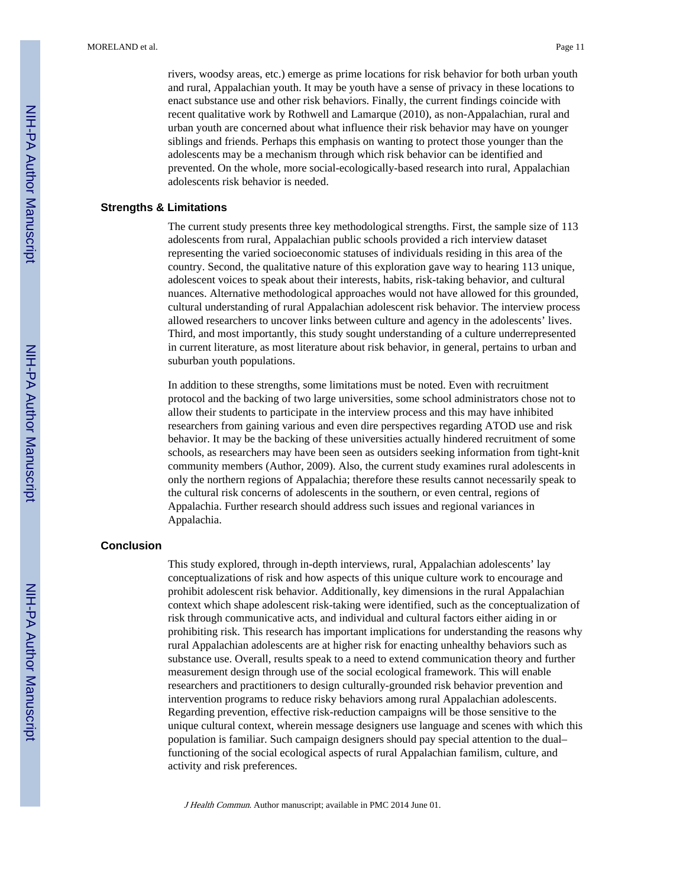rivers, woodsy areas, etc.) emerge as prime locations for risk behavior for both urban youth and rural, Appalachian youth. It may be youth have a sense of privacy in these locations to enact substance use and other risk behaviors. Finally, the current findings coincide with recent qualitative work by Rothwell and Lamarque (2010), as non-Appalachian, rural and urban youth are concerned about what influence their risk behavior may have on younger siblings and friends. Perhaps this emphasis on wanting to protect those younger than the adolescents may be a mechanism through which risk behavior can be identified and prevented. On the whole, more social-ecologically-based research into rural, Appalachian adolescents risk behavior is needed.

## Strengths & Limitations

The current study presents three key methodological strengths. First, the sample size of 113 adolescents from rural, Appalachian public schools provided a rich interview dataset representing the varied socioeconomic statuses of individuals residing in this area of the country. Second, the qualitative nature of this exploration gave way to hearing 113 unique, adolescent voices to speak about their interests, habits, risk-taking behavior, and cultural nuances. Alternative methodological approaches would not have allowed for this grounded, cultural understanding of rural Appalachian adolescent risk behavior. The interview process allowed researchers to uncover links between culture and agency in the adolescents' lives. Third, and most importantly, this study sought understanding of a culture underrepresented in current literature, as most literature about risk behavior, in general, pertains to urban and suburban youth populations.

In addition to these strengths, some limitations must be noted. Even with recruitment protocol and the backing of two large universities, some school administrators chose not to allow their students to participate in the interview process and this may have inhibited researchers from gaining various and even dire perspectives regarding ATOD use and risk behavior. It may be the backing of these universities actually hindered recruitment of some schools, as researchers may have been seen as outsiders seeking information from tight-knit community members (Author, 2009). Also, the current study examines rural adolescents in only the northern regions of Appalachia; therefore these results cannot necessarily speak to the cultural risk concerns of adolescents in the southern, or even central, regions of Appalachia. Further research should address such issues and regional variances in Appalachia.

## Conclusion

This study explored, through in-depth interviews, rural, Appalachian adolescents' lay conceptualizations of risk and how aspects of this unique culture work to encourage and prohibit adolescent risk behavior. Additionally, key dimensions in the rural Appalachian context which shape adolescent risk-taking were identified, such as the conceptualization of risk through communicative acts, and individual and cultural factors either aiding in or prohibiting risk. This research has important implications for understanding the reasons why rural Appalachian adolescents are at higher risk for enacting unhealthy behaviors such as substance use. Overall, results speak to a need to extend communication theory and further measurement design through use of the social ecological framework. This will enable researchers and practitioners to design culturally-grounded risk behavior prevention and intervention programs to reduce risky behaviors among rural Appalachian adolescents. Regarding prevention, effective risk-reduction campaigns will be those sensitive to the unique cultural context, wherein message designers use language and scenes with which this population is familiar. Such campaign designers should pay special attention to the dual–functioning of the social ecological aspects of rural Appalachian familism, culture, and activity and risk preferences.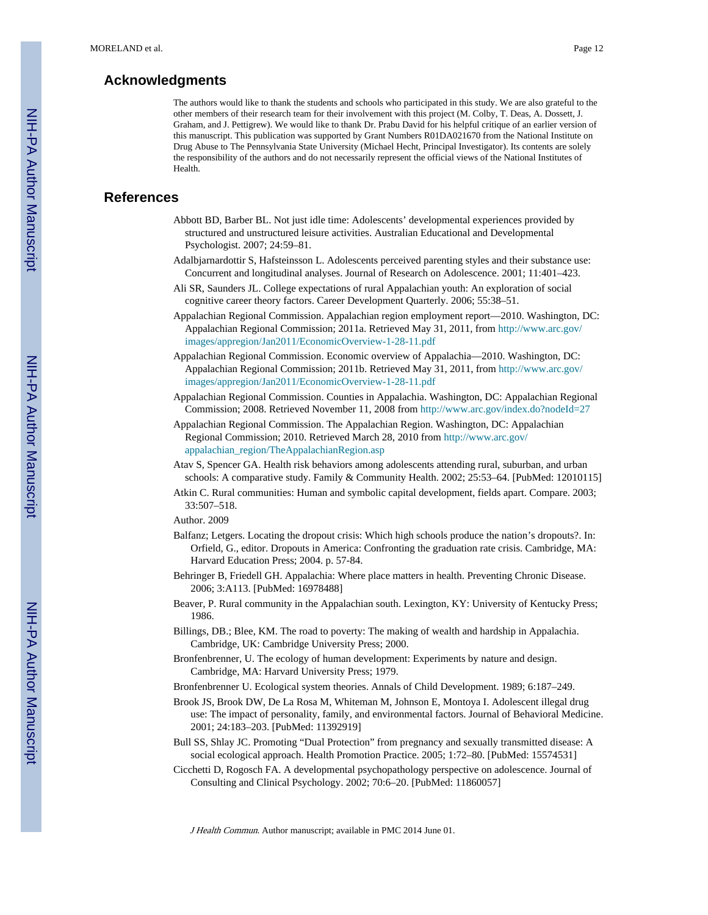## Acknowledgments

The authors would like to thank the students and schools who participated in this study. We are also grateful to the other members of their research team for their involvement with this project (M. Colby, T. Deas, A. Dossett, J. Graham, and J. Pettigrew). We would like to thank Dr. Prabu David for his helpful critique of an earlier version of this manuscript. This publication was supported by Grant Numbers R01DA021670 from the National Institute on Drug Abuse to The Pennsylvania State University (Michael Hecht, Principal Investigator). Its contents are solely the responsibility of the authors and do not necessarily represent the official views of the National Institutes of Health.

## References

Abbott BD, Barber BL. Not just idle time: Adolescents' developmental experiences provided by structured and unstructured leisure activities. Australian Educational and Developmental Psychologist. 2007; 24:59–81.

Adalbjarnardottir S, Hafsteinsson L. Adolescents perceived parenting styles and their substance use: Concurrent and longitudinal analyses. Journal of Research on Adolescence. 2001; 11:401–423.

Ali SR, Saunders JL. College expectations of rural Appalachian youth: An exploration of social cognitive career theory factors. Career Development Quarterly. 2006; 55:38–51.

Appalachian Regional Commission. Appalachian region employment report—2010. Washington, DC: Appalachian Regional Commission; 2011a. Retrieved May 31, 2011, from http://www.arc.gov/images/appregion/Jan2011/EconomicOverview-1-28-11.pdf

Appalachian Regional Commission. Economic overview of Appalachia—2010. Washington, DC: Appalachian Regional Commission; 2011b. Retrieved May 31, 2011, from http://www.arc.gov/images/appregion/Jan2011/EconomicOverview-1-28-11.pdf

Appalachian Regional Commission. Counties in Appalachia. Washington, DC: Appalachian Regional Commission; 2008. Retrieved November 11, 2008 from http://www.arc.gov/index.do?nodeId=27

Appalachian Regional Commission. The Appalachian Region. Washington, DC: Appalachian Regional Commission; 2010. Retrieved March 28, 2010 from http://www.arc.gov/appalachian_region/TheAppalachianRegion.asp

Atav S, Spencer GA. Health risk behaviors among adolescents attending rural, suburban, and urban schools: A comparative study. Family & Community Health. 2002; 25:53–64. [PubMed: 12010115]

Atkin C. Rural communities: Human and symbolic capital development, fields apart. Compare. 2003; 33:507–518.

Author. 2009

Balfanz; Letgers. Locating the dropout crisis: Which high schools produce the nation's dropouts?. In: Orfield, G., editor. Dropouts in America: Confronting the graduation rate crisis. Cambridge, MA: Harvard Education Press; 2004. p. 57-84.

Behringer B, Friedell GH. Appalachia: Where place matters in health. Preventing Chronic Disease. 2006; 3:A113. [PubMed: 16978488]

Beaver, P. Rural community in the Appalachian south. Lexington, KY: University of Kentucky Press; 1986.

Billings, DB.; Blee, KM. The road to poverty: The making of wealth and hardship in Appalachia. Cambridge, UK: Cambridge University Press; 2000.

Bronfenbrenner, U. The ecology of human development: Experiments by nature and design. Cambridge, MA: Harvard University Press; 1979.

Bronfenbrenner U. Ecological system theories. Annals of Child Development. 1989; 6:187–249.

Brook JS, Brook DW, De La Rosa M, Whiteman M, Johnson E, Montoya I. Adolescent illegal drug use: The impact of personality, family, and environmental factors. Journal of Behavioral Medicine. 2001; 24:183–203. [PubMed: 11392919]

Bull SS, Shlay JC. Promoting "Dual Protection" from pregnancy and sexually transmitted disease: A social ecological approach. Health Promotion Practice. 2005; 1:72–80. [PubMed: 15574531]

Cicchetti D, Rogosch FA. A developmental psychopathology perspective on adolescence. Journal of Consulting and Clinical Psychology. 2002; 70:6–20. [PubMed: 11860057]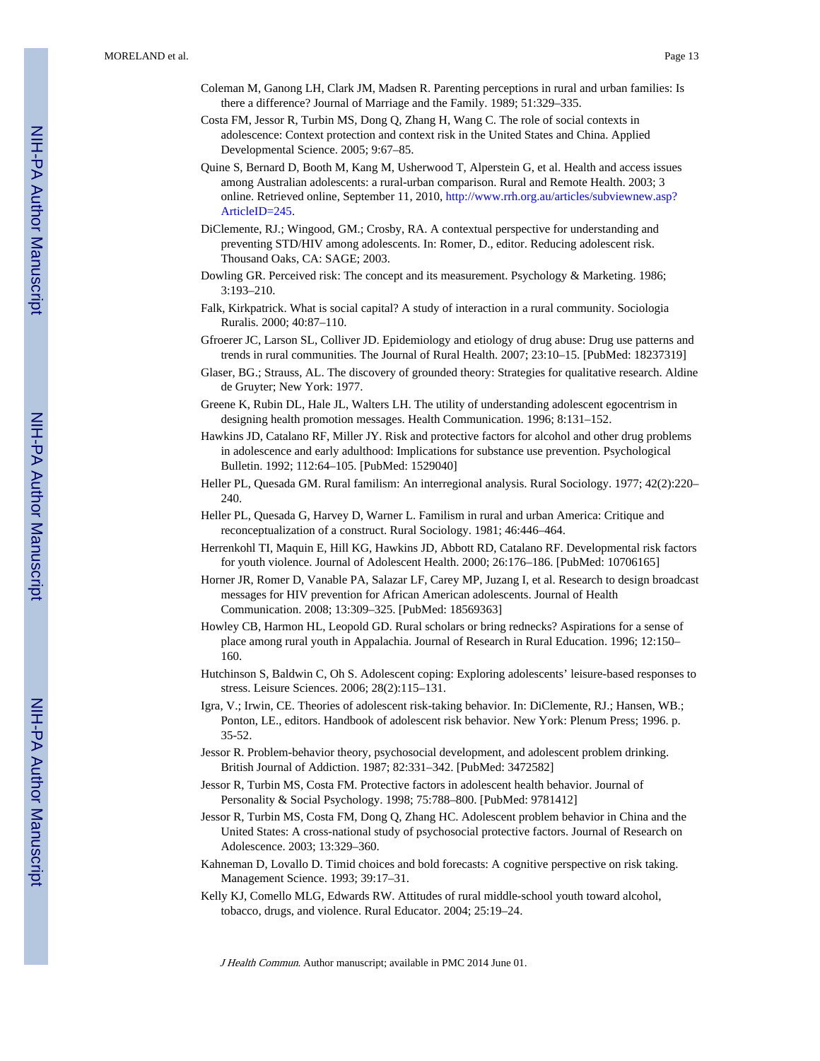Coleman M, Ganong LH, Clark JM, Madsen R. Parenting perceptions in rural and urban families: Is there a difference? Journal of Marriage and the Family. 1989; 51:329–335.

Costa FM, Jessor R, Turbin MS, Dong Q, Zhang H, Wang C. The role of social contexts in adolescence: Context protection and context risk in the United States and China. Applied Developmental Science. 2005; 9:67–85.

Quine S, Bernard D, Booth M, Kang M, Usherwood T, Alperstein G, et al. Health and access issues among Australian adolescents: a rural-urban comparison. Rural and Remote Health. 2003; 3 online. Retrieved online, September 11, 2010, http://www.rrh.org.au/articles/subviewnew.asp?ArticleID=245.

DiClemente, RJ.; Wingood, GM.; Crosby, RA. A contextual perspective for understanding and preventing STD/HIV among adolescents. In: Romer, D., editor. Reducing adolescent risk. Thousand Oaks, CA: SAGE; 2003.

Dowling GR. Perceived risk: The concept and its measurement. Psychology & Marketing. 1986; 3:193–210.

Falk, Kirkpatrick. What is social capital? A study of interaction in a rural community. Sociologia Ruralis. 2000; 40:87–110.

Gfroerer JC, Larson SL, Colliver JD. Epidemiology and etiology of drug abuse: Drug use patterns and trends in rural communities. The Journal of Rural Health. 2007; 23:10–15. [PubMed: 18237319]

Glaser, BG.; Strauss, AL. The discovery of grounded theory: Strategies for qualitative research. Aldine de Gruyter; New York: 1977.

Greene K, Rubin DL, Hale JL, Walters LH. The utility of understanding adolescent egocentrism in designing health promotion messages. Health Communication. 1996; 8:131–152.

Hawkins JD, Catalano RF, Miller JY. Risk and protective factors for alcohol and other drug problems in adolescence and early adulthood: Implications for substance use prevention. Psychological Bulletin. 1992; 112:64–105. [PubMed: 1529040]

Heller PL, Quesada GM. Rural familism: An interregional analysis. Rural Sociology. 1977; 42(2):220–240.

Heller PL, Quesada G, Harvey D, Warner L. Familism in rural and urban America: Critique and reconceptualization of a construct. Rural Sociology. 1981; 46:446–464.

Herrenkohl TI, Maquin E, Hill KG, Hawkins JD, Abbott RD, Catalano RF. Developmental risk factors for youth violence. Journal of Adolescent Health. 2000; 26:176–186. [PubMed: 10706165]

Horner JR, Romer D, Vanable PA, Salazar LF, Carey MP, Juzang I, et al. Research to design broadcast messages for HIV prevention for African American adolescents. Journal of Health Communication. 2008; 13:309–325. [PubMed: 18569363]

Howley CB, Harmon HL, Leopold GD. Rural scholars or bring rednecks? Aspirations for a sense of place among rural youth in Appalachia. Journal of Research in Rural Education. 1996; 12:150–160.

Hutchinson S, Baldwin C, Oh S. Adolescent coping: Exploring adolescents' leisure-based responses to stress. Leisure Sciences. 2006; 28(2):115–131.

Igra, V.; Irwin, CE. Theories of adolescent risk-taking behavior. In: DiClemente, RJ.; Hansen, WB.; Ponton, LE., editors. Handbook of adolescent risk behavior. New York: Plenum Press; 1996. p. 35-52.

Jessor R. Problem-behavior theory, psychosocial development, and adolescent problem drinking. British Journal of Addiction. 1987; 82:331–342. [PubMed: 3472582]

Jessor R, Turbin MS, Costa FM. Protective factors in adolescent health behavior. Journal of Personality & Social Psychology. 1998; 75:788–800. [PubMed: 9781412]

Jessor R, Turbin MS, Costa FM, Dong Q, Zhang HC. Adolescent problem behavior in China and the United States: A cross-national study of psychosocial protective factors. Journal of Research on Adolescence. 2003; 13:329–360.

Kahneman D, Lovallo D. Timid choices and bold forecasts: A cognitive perspective on risk taking. Management Science. 1993; 39:17–31.

Kelly KJ, Comello MLG, Edwards RW. Attitudes of rural middle-school youth toward alcohol, tobacco, drugs, and violence. Rural Educator. 2004; 25:19–24.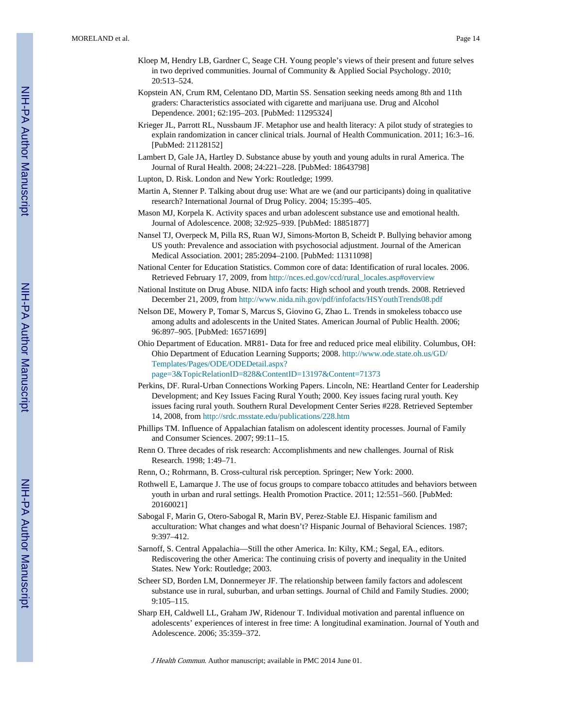Kloep M, Hendry LB, Gardner C, Seage CH. Young people's views of their present and future selves in two deprived communities. Journal of Community & Applied Social Psychology. 2010; 20:513–524.

Kopstein AN, Crum RM, Celentano DD, Martin SS. Sensation seeking needs among 8th and 11th graders: Characteristics associated with cigarette and marijuana use. Drug and Alcohol Dependence. 2001; 62:195–203. [PubMed: 11295324]

Krieger JL, Parrott RL, Nussbaum JF. Metaphor use and health literacy: A pilot study of strategies to explain randomization in cancer clinical trials. Journal of Health Communication. 2011; 16:3–16. [PubMed: 21128152]

Lambert D, Gale JA, Hartley D. Substance abuse by youth and young adults in rural America. The Journal of Rural Health. 2008; 24:221–228. [PubMed: 18643798]

Lupton, D. Risk. London and New York: Routledge; 1999.

Martin A, Stenner P. Talking about drug use: What are we (and our participants) doing in qualitative research? International Journal of Drug Policy. 2004; 15:395–405.

Mason MJ, Korpela K. Activity spaces and urban adolescent substance use and emotional health. Journal of Adolescence. 2008; 32:925–939. [PubMed: 18851877]

Nansel TJ, Overpeck M, Pilla RS, Ruan WJ, Simons-Morton B, Scheidt P. Bullying behavior among US youth: Prevalence and association with psychosocial adjustment. Journal of the American Medical Association. 2001; 285:2094–2100. [PubMed: 11311098]

National Center for Education Statistics. Common core of data: Identification of rural locales. 2006. Retrieved February 17, 2009, from http://nces.ed.gov/ccd/rural_locales.asp#overview

National Institute on Drug Abuse. NIDA info facts: High school and youth trends. 2008. Retrieved December 21, 2009, from http://www.nida.nih.gov/pdf/infofacts/HSYouthTrends08.pdf

Nelson DE, Mowery P, Tomar S, Marcus S, Giovino G, Zhao L. Trends in smokeless tobacco use among adults and adolescents in the United States. American Journal of Public Health. 2006; 96:897–905. [PubMed: 16571699]

Ohio Department of Education. MR81- Data for free and reduced price meal elibility. Columbus, OH: Ohio Department of Education Learning Supports; 2008. http://www.ode.state.oh.us/GD/Templates/Pages/ODE/ODEDetail.aspx?page=3&TopicRelationID=828&ContentID=13197&Content=71373

Perkins, DF. Rural-Urban Connections Working Papers. Lincoln, NE: Heartland Center for Leadership Development; and Key Issues Facing Rural Youth; 2000. Key issues facing rural youth. Key issues facing rural youth. Southern Rural Development Center Series #228. Retrieved September 14, 2008, from http://srdc.msstate.edu/publications/228.htm

Phillips TM. Influence of Appalachian fatalism on adolescent identity processes. Journal of Family and Consumer Sciences. 2007; 99:11–15.

Renn O. Three decades of risk research: Accomplishments and new challenges. Journal of Risk Research. 1998; 1:49–71.

Renn, O.; Rohrmann, B. Cross-cultural risk perception. Springer; New York: 2000.

Rothwell E, Lamarque J. The use of focus groups to compare tobacco attitudes and behaviors between youth in urban and rural settings. Health Promotion Practice. 2011; 12:551–560. [PubMed: 20160021]

Sabogal F, Marin G, Otero-Sabogal R, Marin BV, Perez-Stable EJ. Hispanic familism and acculturation: What changes and what doesn't? Hispanic Journal of Behavioral Sciences. 1987; 9:397–412.

Sarnoff, S. Central Appalachia—Still the other America. In: Kilty, KM.; Segal, EA., editors. Rediscovering the other America: The continuing crisis of poverty and inequality in the United States. New York: Routledge; 2003.

Scheer SD, Borden LM, Donnermeyer JF. The relationship between family factors and adolescent substance use in rural, suburban, and urban settings. Journal of Child and Family Studies. 2000; 9:105–115.

Sharp EH, Caldwell LL, Graham JW, Ridenour T. Individual motivation and parental influence on adolescents' experiences of interest in free time: A longitudinal examination. Journal of Youth and Adolescence. 2006; 35:359–372.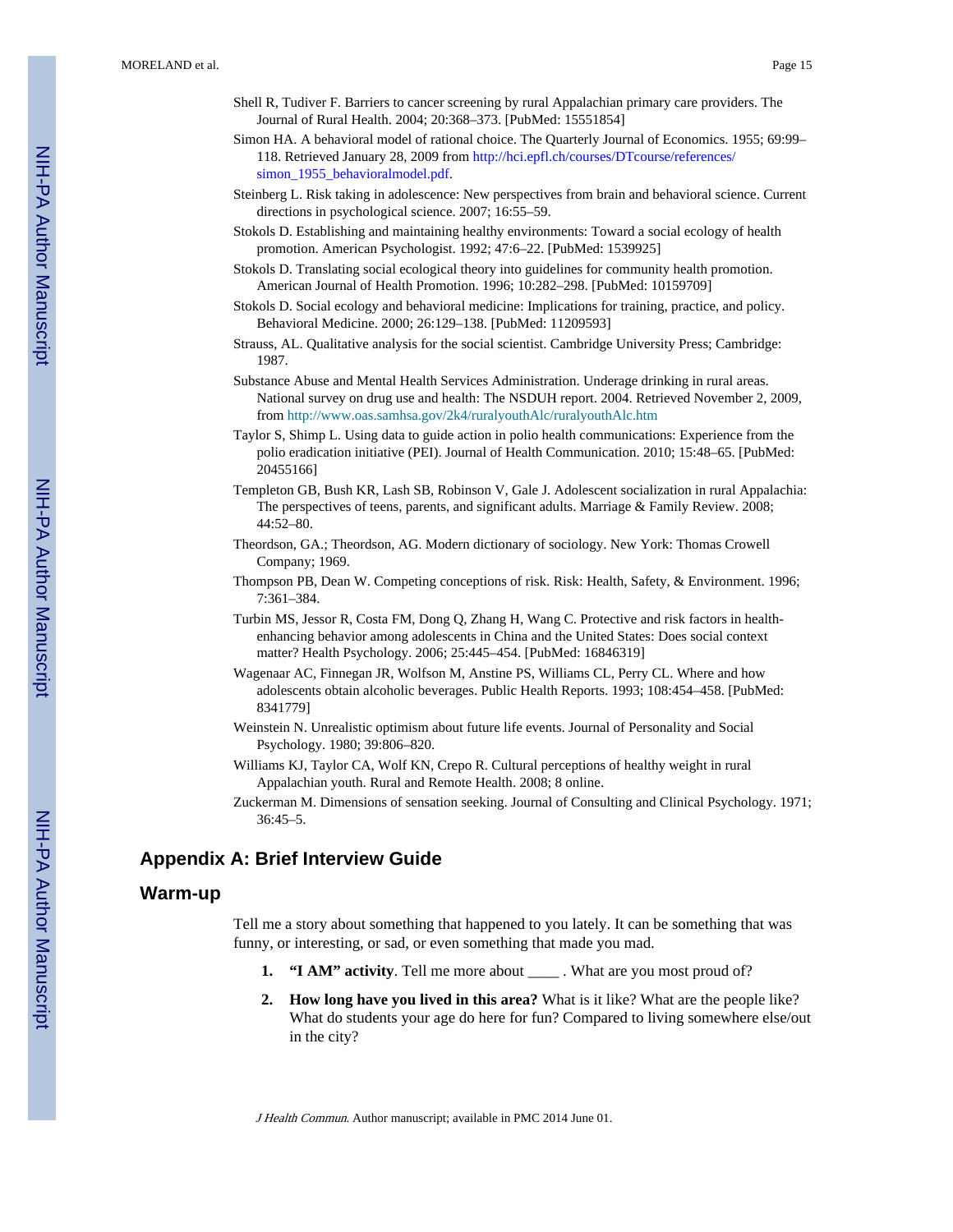Shell R, Tudiver F. Barriers to cancer screening by rural Appalachian primary care providers. The Journal of Rural Health. 2004; 20:368–373. [PubMed: 15551854]

Simon HA. A behavioral model of rational choice. The Quarterly Journal of Economics. 1955; 69:99–118. Retrieved January 28, 2009 from http://hci.epfl.ch/courses/DTcourse/references/simon_1955_behavioralmodel.pdf.

Steinberg L. Risk taking in adolescence: New perspectives from brain and behavioral science. Current directions in psychological science. 2007; 16:55–59.

Stokols D. Establishing and maintaining healthy environments: Toward a social ecology of health promotion. American Psychologist. 1992; 47:6–22. [PubMed: 1539925]

Stokols D. Translating social ecological theory into guidelines for community health promotion. American Journal of Health Promotion. 1996; 10:282–298. [PubMed: 10159709]

Stokols D. Social ecology and behavioral medicine: Implications for training, practice, and policy. Behavioral Medicine. 2000; 26:129–138. [PubMed: 11209593]

Strauss, AL. Qualitative analysis for the social scientist. Cambridge University Press; Cambridge: 1987.

Substance Abuse and Mental Health Services Administration. Underage drinking in rural areas. National survey on drug use and health: The NSDUH report. 2004. Retrieved November 2, 2009, from http://www.oas.samhsa.gov/2k4/ruralyouthAlc/ruralyouthAlc.htm

Taylor S, Shimp L. Using data to guide action in polio health communications: Experience from the polio eradication initiative (PEI). Journal of Health Communication. 2010; 15:48–65. [PubMed: 20455166]

Templeton GB, Bush KR, Lash SB, Robinson V, Gale J. Adolescent socialization in rural Appalachia: The perspectives of teens, parents, and significant adults. Marriage & Family Review. 2008; 44:52–80.

Theordson, GA.; Theordson, AG. Modern dictionary of sociology. New York: Thomas Crowell Company; 1969.

Thompson PB, Dean W. Competing conceptions of risk. Risk: Health, Safety, & Environment. 1996; 7:361–384.

Turbin MS, Jessor R, Costa FM, Dong Q, Zhang H, Wang C. Protective and risk factors in health-enhancing behavior among adolescents in China and the United States: Does social context matter? Health Psychology. 2006; 25:445–454. [PubMed: 16846319]

Wagenaar AC, Finnegan JR, Wolfson M, Anstine PS, Williams CL, Perry CL. Where and how adolescents obtain alcoholic beverages. Public Health Reports. 1993; 108:454–458. [PubMed: 8341779]

Weinstein N. Unrealistic optimism about future life events. Journal of Personality and Social Psychology. 1980; 39:806–820.

Williams KJ, Taylor CA, Wolf KN, Crepo R. Cultural perceptions of healthy weight in rural Appalachian youth. Rural and Remote Health. 2008; 8 online.

Zuckerman M. Dimensions of sensation seeking. Journal of Consulting and Clinical Psychology. 1971; 36:45–5.

## Appendix A: Brief Interview Guide

## Warm-up

Tell me a story about something that happened to you lately. It can be something that was funny, or interesting, or sad, or even something that made you mad.

1. **"I AM" activity**. Tell me more about ____ . What are you most proud of?
2. **How long have you lived in this area?** What is it like? What are the people like? What do students your age do here for fun? Compared to living somewhere else/out in the city?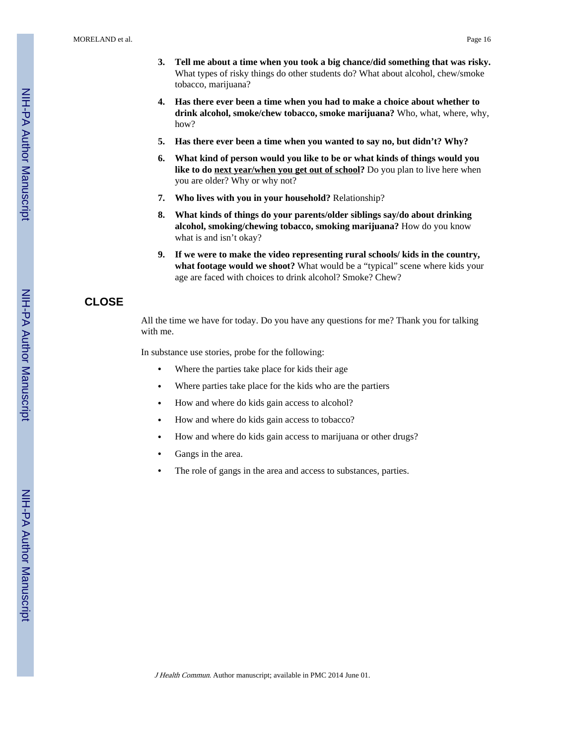3. **Tell me about a time when you took a big chance/did something that was risky.** What types of risky things do other students do? What about alcohol, chew/smoke tobacco, marijuana?

4. **Has there ever been a time when you had to make a choice about whether to drink alcohol, smoke/chew tobacco, smoke marijuana?** Who, what, where, why, how?

5. **Has there ever been a time when you wanted to say no, but didn't? Why?**

6. **What kind of person would you like to be or what kinds of things would you like to do <u>next year/when you get out of school</u>?** Do you plan to live here when you are older? Why or why not?

7. **Who lives with you in your household?** Relationship?

8. **What kinds of things do your parents/older siblings say/do about drinking alcohol, smoking/chewing tobacco, smoking marijuana?** How do you know what is and isn't okay?

9. **If we were to make the video representing rural schools/ kids in the country, what footage would we shoot?** What would be a "typical" scene where kids your age are faced with choices to drink alcohol? Smoke? Chew?

## CLOSE

All the time we have for today. Do you have any questions for me? Thank you for talking with me.

In substance use stories, probe for the following:

- Where the parties take place for kids their age
- Where parties take place for the kids who are the partiers
- How and where do kids gain access to alcohol?
- How and where do kids gain access to tobacco?
- How and where do kids gain access to marijuana or other drugs?
- Gangs in the area.
- The role of gangs in the area and access to substances, parties.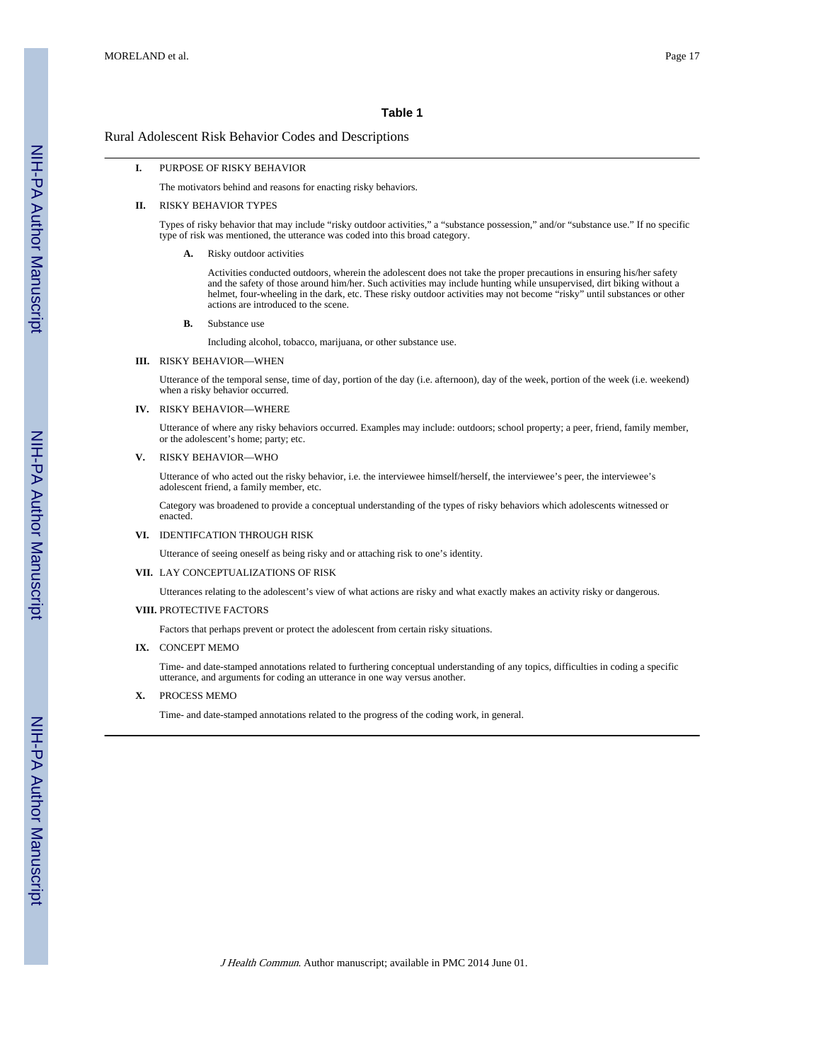**Table 1**

Rural Adolescent Risk Behavior Codes and Descriptions

**I.** PURPOSE OF RISKY BEHAVIOR

The motivators behind and reasons for enacting risky behaviors.

**II.** RISKY BEHAVIOR TYPES

Types of risky behavior that may include "risky outdoor activities," a "substance possession," and/or "substance use." If no specific type of risk was mentioned, the utterance was coded into this broad category.

- **A.** Risky outdoor activities

  Activities conducted outdoors, wherein the adolescent does not take the proper precautions in ensuring his/her safety and the safety of those around him/her. Such activities may include hunting while unsupervised, dirt biking without a helmet, four-wheeling in the dark, etc. These risky outdoor activities may not become "risky" until substances or other actions are introduced to the scene.

- **B.** Substance use

  Including alcohol, tobacco, marijuana, or other substance use.

**III.** RISKY BEHAVIOR—WHEN

Utterance of the temporal sense, time of day, portion of the day (i.e. afternoon), day of the week, portion of the week (i.e. weekend) when a risky behavior occurred.

**IV.** RISKY BEHAVIOR—WHERE

Utterance of where any risky behaviors occurred. Examples may include: outdoors; school property; a peer, friend, family member, or the adolescent's home; party; etc.

**V.** RISKY BEHAVIOR—WHO

Utterance of who acted out the risky behavior, i.e. the interviewee himself/herself, the interviewee's peer, the interviewee's adolescent friend, a family member, etc.

Category was broadened to provide a conceptual understanding of the types of risky behaviors which adolescents witnessed or enacted.

**VI.** IDENTIFCATION THROUGH RISK

Utterance of seeing oneself as being risky and or attaching risk to one's identity.

**VII.** LAY CONCEPTUALIZATIONS OF RISK

Utterances relating to the adolescent's view of what actions are risky and what exactly makes an activity risky or dangerous.

**VIII.** PROTECTIVE FACTORS

Factors that perhaps prevent or protect the adolescent from certain risky situations.

**IX.** CONCEPT MEMO

Time- and date-stamped annotations related to furthering conceptual understanding of any topics, difficulties in coding a specific utterance, and arguments for coding an utterance in one way versus another.

**X.** PROCESS MEMO

Time- and date-stamped annotations related to the progress of the coding work, in general.